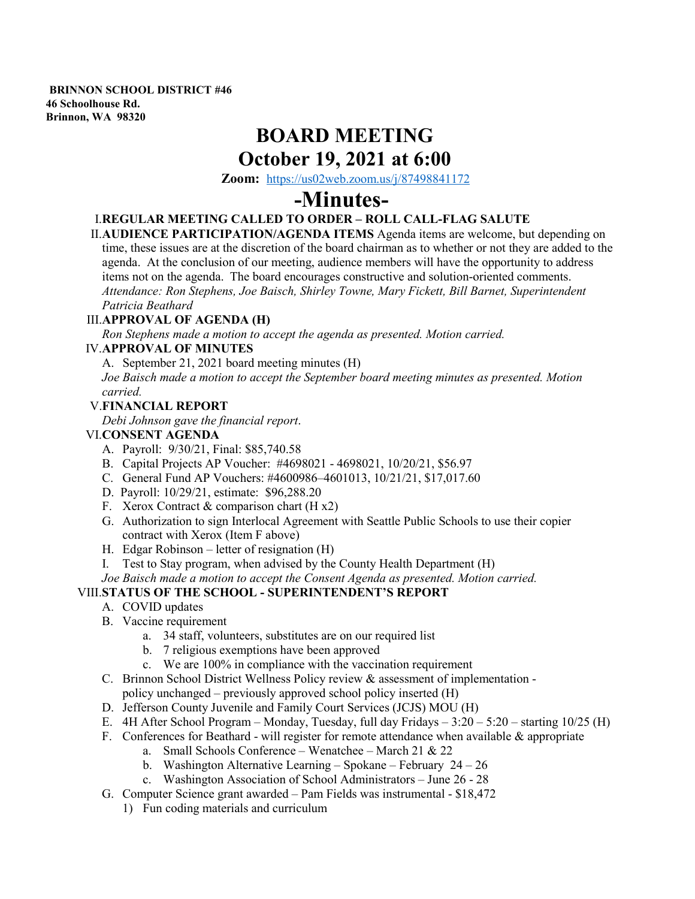**BRINNON SCHOOL DISTRICT #46**
**46 Schoolhouse Rd.**
**Brinnon, WA 98320**

# BOARD MEETING
# October 19, 2021 at 6:00

**Zoom:** https://us02web.zoom.us/j/87498841172

# -Minutes-

I. **REGULAR MEETING CALLED TO ORDER – ROLL CALL-FLAG SALUTE**

II. **AUDIENCE PARTICIPATION/AGENDA ITEMS** Agenda items are welcome, but depending on time, these issues are at the discretion of the board chairman as to whether or not they are added to the agenda. At the conclusion of our meeting, audience members will have the opportunity to address items not on the agenda. The board encourages constructive and solution-oriented comments.
*Attendance: Ron Stephens, Joe Baisch, Shirley Towne, Mary Fickett, Bill Barnet, Superintendent Patricia Beathard*

III. **APPROVAL OF AGENDA (H)**
*Ron Stephens made a motion to accept the agenda as presented. Motion carried.*

IV. **APPROVAL OF MINUTES**
A. September 21, 2021 board meeting minutes (H)
*Joe Baisch made a motion to accept the September board meeting minutes as presented. Motion carried.*

V. **FINANCIAL REPORT**
*Debi Johnson gave the financial report*.

VI. **CONSENT AGENDA**
A. Payroll: 9/30/21, Final: $85,740.58
B. Capital Projects AP Voucher: #4698021 - 4698021, 10/20/21, $56.97
C. General Fund AP Vouchers: #4600986–4601013, 10/21/21, $17,017.60
D. Payroll: 10/29/21, estimate: $96,288.20
F. Xerox Contract & comparison chart (H x2)
G. Authorization to sign Interlocal Agreement with Seattle Public Schools to use their copier contract with Xerox (Item F above)
H. Edgar Robinson – letter of resignation (H)
I. Test to Stay program, when advised by the County Health Department (H)
*Joe Baisch made a motion to accept the Consent Agenda as presented. Motion carried.*

VIII. **STATUS OF THE SCHOOL - SUPERINTENDENT'S REPORT**
A. COVID updates
B. Vaccine requirement
  a. 34 staff, volunteers, substitutes are on our required list
  b. 7 religious exemptions have been approved
  c. We are 100% in compliance with the vaccination requirement
C. Brinnon School District Wellness Policy review & assessment of implementation - policy unchanged – previously approved school policy inserted (H)
D. Jefferson County Juvenile and Family Court Services (JCJS) MOU (H)
E. 4H After School Program – Monday, Tuesday, full day Fridays – 3:20 – 5:20 – starting 10/25 (H)
F. Conferences for Beathard - will register for remote attendance when available & appropriate
  a. Small Schools Conference – Wenatchee – March 21 & 22
  b. Washington Alternative Learning – Spokane – February 24 – 26
  c. Washington Association of School Administrators – June 26 - 28
G. Computer Science grant awarded – Pam Fields was instrumental - $18,472
  1) Fun coding materials and curriculum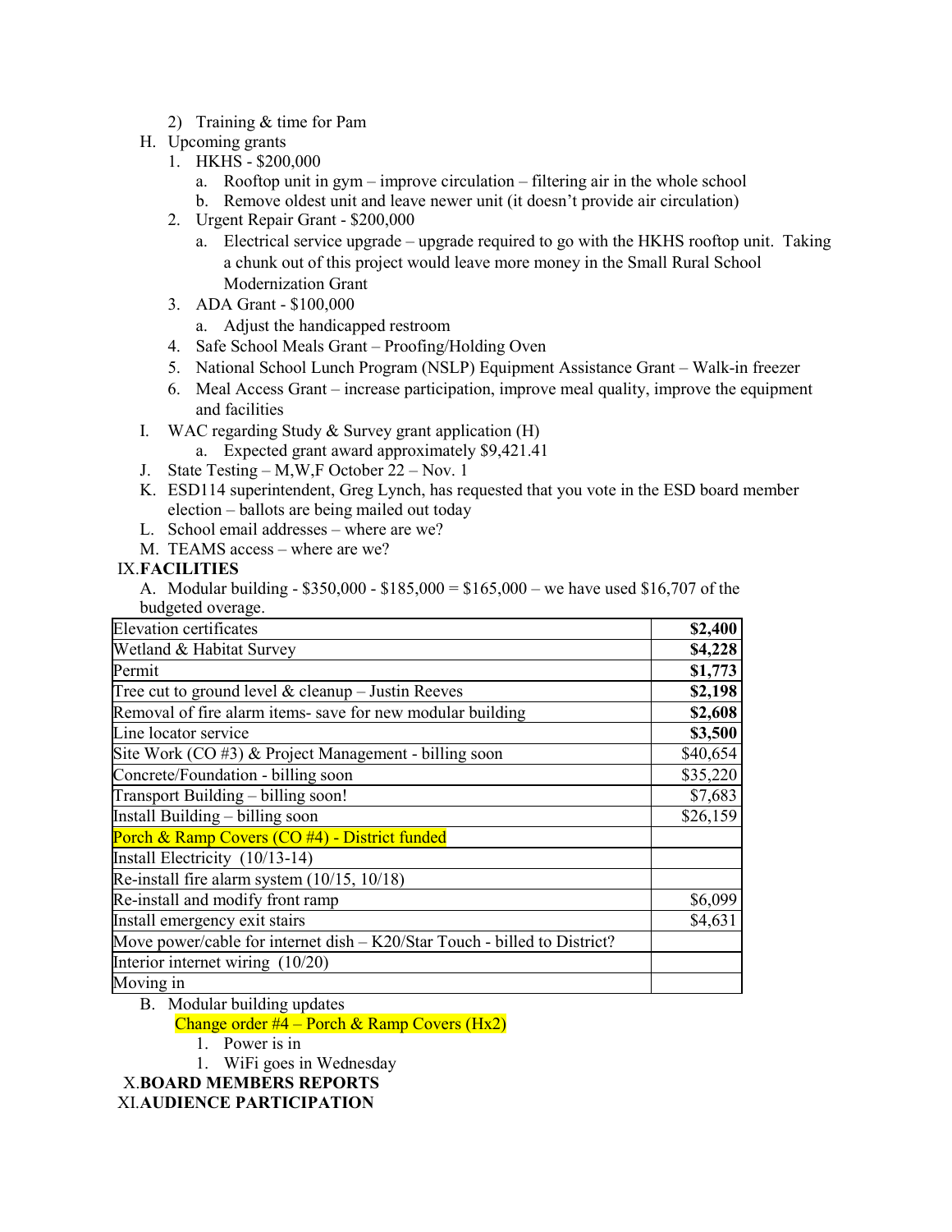2) Training & time for Pam

H. Upcoming grants
   1. HKHS - $200,000
      a. Rooftop unit in gym – improve circulation – filtering air in the whole school
      b. Remove oldest unit and leave newer unit (it doesn't provide air circulation)
   2. Urgent Repair Grant - $200,000
      a. Electrical service upgrade – upgrade required to go with the HKHS rooftop unit. Taking a chunk out of this project would leave more money in the Small Rural School Modernization Grant
   3. ADA Grant - $100,000
      a. Adjust the handicapped restroom
   4. Safe School Meals Grant – Proofing/Holding Oven
   5. National School Lunch Program (NSLP) Equipment Assistance Grant – Walk-in freezer
   6. Meal Access Grant – increase participation, improve meal quality, improve the equipment and facilities

I. WAC regarding Study & Survey grant application (H)
   a. Expected grant award approximately $9,421.41

J. State Testing – M,W,F October 22 – Nov. 1

K. ESD114 superintendent, Greg Lynch, has requested that you vote in the ESD board member election – ballots are being mailed out today

L. School email addresses – where are we?

M. TEAMS access – where are we?

## IX. FACILITIES

A. Modular building - $350,000 - $185,000 = $165,000 – we have used $16,707 of the budgeted overage.

| | |
|---|---|
| Elevation certificates | **$2,400** |
| Wetland & Habitat Survey | **$4,228** |
| Permit | **$1,773** |
| Tree cut to ground level & cleanup – Justin Reeves | **$2,198** |
| Removal of fire alarm items- save for new modular building | **$2,608** |
| Line locator service | **$3,500** |
| Site Work (CO #3) & Project Management - billing soon | $40,654 |
| Concrete/Foundation - billing soon | $35,220 |
| Transport Building – billing soon! | $7,683 |
| Install Building – billing soon | $26,159 |
| Porch & Ramp Covers (CO #4) - District funded | |
| Install Electricity (10/13-14) | |
| Re-install fire alarm system (10/15, 10/18) | |
| Re-install and modify front ramp | $6,099 |
| Install emergency exit stairs | $4,631 |
| Move power/cable for internet dish – K20/Star Touch - billed to District? | |
| Interior internet wiring (10/20) | |
| Moving in | |

B. Modular building updates

   Change order #4 – Porch & Ramp Covers (Hx2)

   1. Power is in
   1. WiFi goes in Wednesday

## X. BOARD MEMBERS REPORTS

## XI. AUDIENCE PARTICIPATION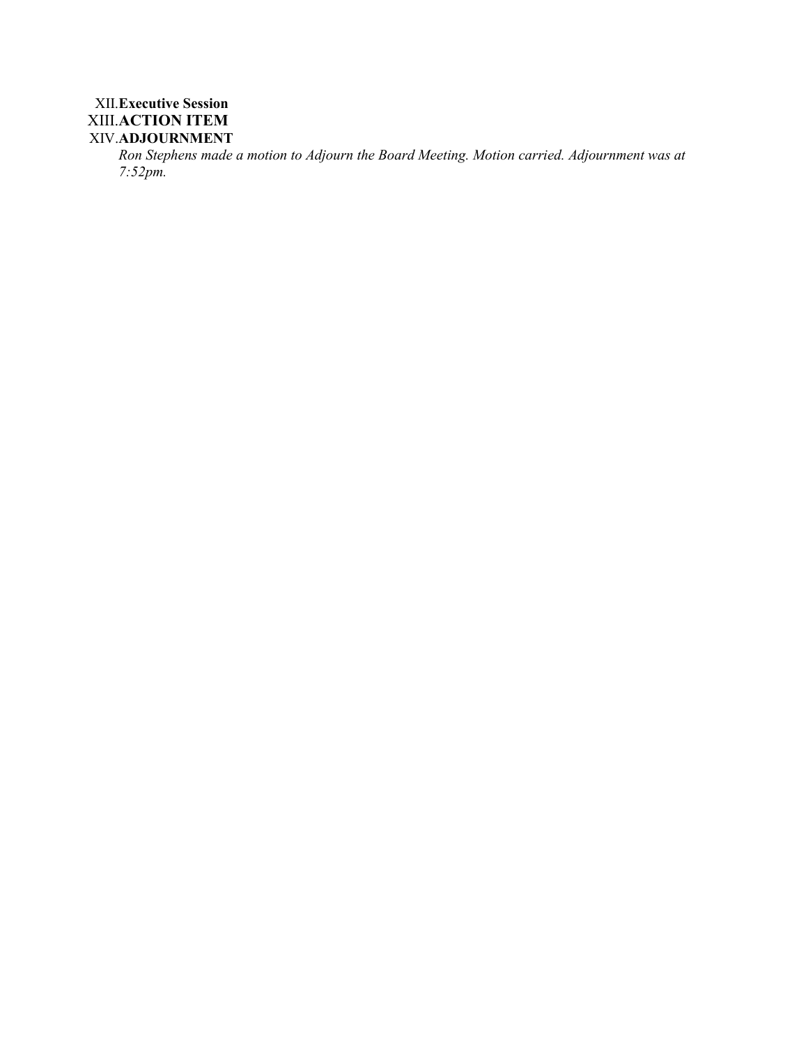XII. **Executive Session**

XIII. **ACTION ITEM**

XIV. **ADJOURNMENT**

*Ron Stephens made a motion to Adjourn the Board Meeting. Motion carried. Adjournment was at 7:52pm.*